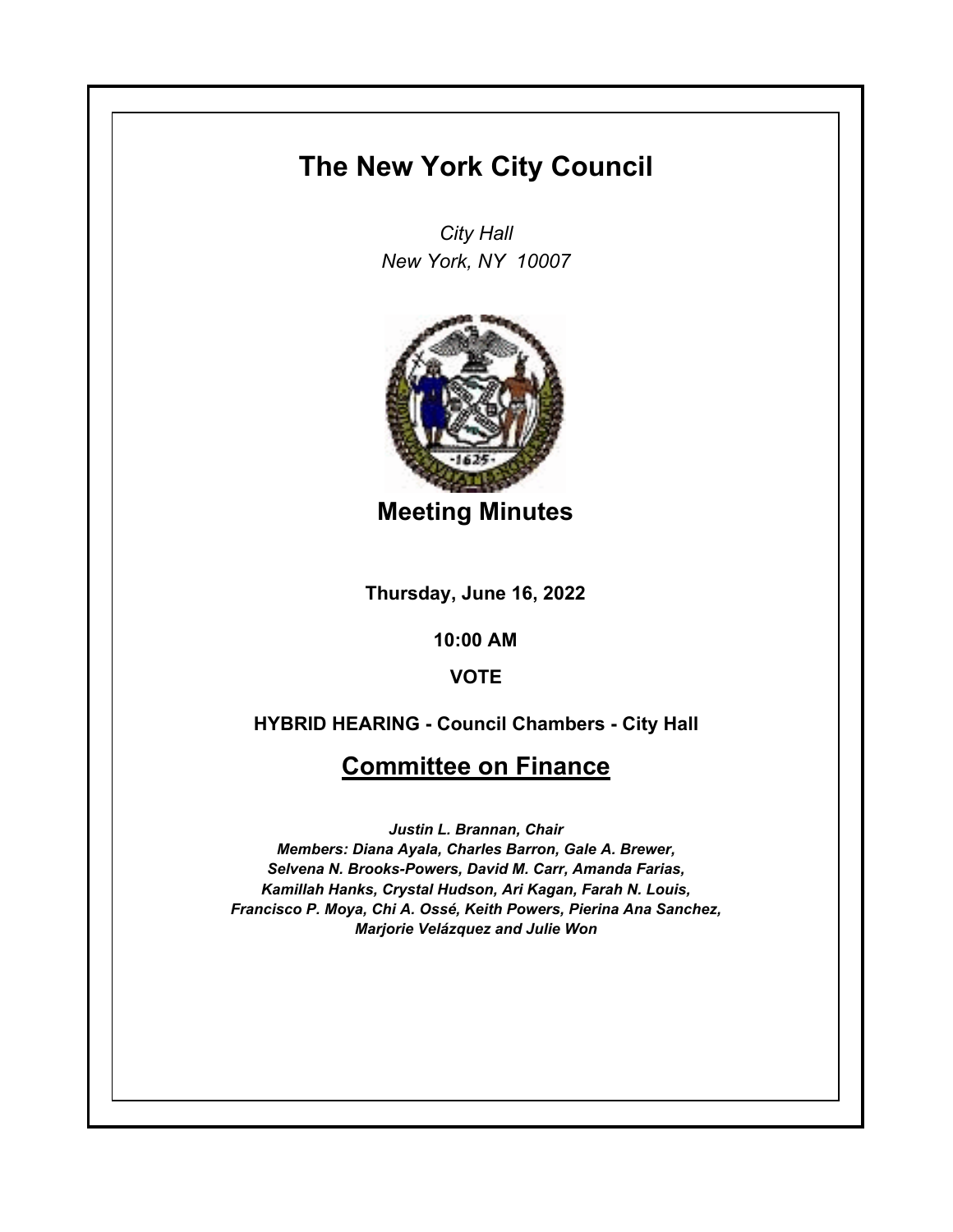# The New York City Council

*City Hall*
*New York, NY 10007*

## Meeting Minutes

**Thursday, June 16, 2022**

**10:00 AM**

**VOTE**

**HYBRID HEARING - Council Chambers - City Hall**

## Committee on Finance

***Justin L. Brannan, Chair***
***Members: Diana Ayala, Charles Barron, Gale A. Brewer, Selvena N. Brooks-Powers, David M. Carr, Amanda Farias, Kamillah Hanks, Crystal Hudson, Ari Kagan, Farah N. Louis, Francisco P. Moya, Chi A. Ossé, Keith Powers, Pierina Ana Sanchez, Marjorie Velázquez and Julie Won***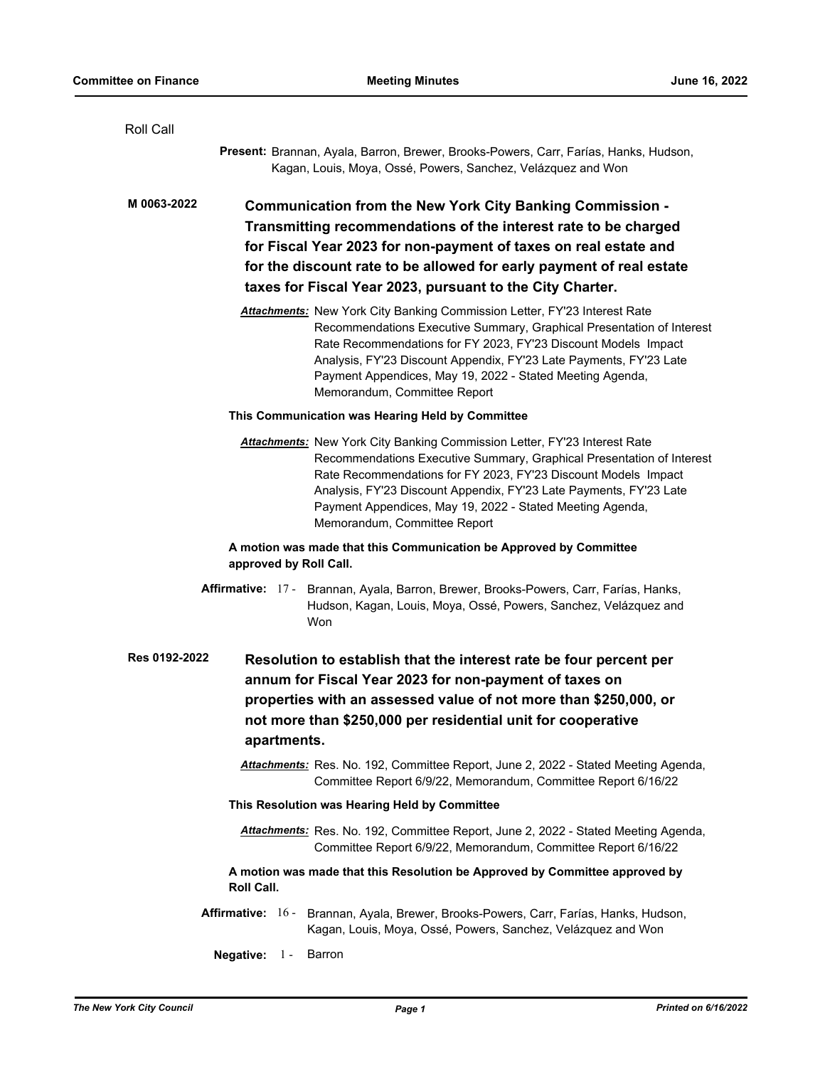Roll Call

**Present:** Brannan, Ayala, Barron, Brewer, Brooks-Powers, Carr, Farías, Hanks, Hudson, Kagan, Louis, Moya, Ossé, Powers, Sanchez, Velázquez and Won

**M 0063-2022** **Communication from the New York City Banking Commission - Transmitting recommendations of the interest rate to be charged for Fiscal Year 2023 for non-payment of taxes on real estate and for the discount rate to be allowed for early payment of real estate taxes for Fiscal Year 2023, pursuant to the City Charter.**

***Attachments:*** New York City Banking Commission Letter, FY'23 Interest Rate Recommendations Executive Summary, Graphical Presentation of Interest Rate Recommendations for FY 2023, FY'23 Discount Models Impact Analysis, FY'23 Discount Appendix, FY'23 Late Payments, FY'23 Late Payment Appendices, May 19, 2022 - Stated Meeting Agenda, Memorandum, Committee Report

**This Communication was Hearing Held by Committee**

***Attachments:*** New York City Banking Commission Letter, FY'23 Interest Rate Recommendations Executive Summary, Graphical Presentation of Interest Rate Recommendations for FY 2023, FY'23 Discount Models Impact Analysis, FY'23 Discount Appendix, FY'23 Late Payments, FY'23 Late Payment Appendices, May 19, 2022 - Stated Meeting Agenda, Memorandum, Committee Report

**A motion was made that this Communication be Approved by Committee approved by Roll Call.**

**Affirmative:** 17 - Brannan, Ayala, Barron, Brewer, Brooks-Powers, Carr, Farías, Hanks, Hudson, Kagan, Louis, Moya, Ossé, Powers, Sanchez, Velázquez and Won

**Res 0192-2022** **Resolution to establish that the interest rate be four percent per annum for Fiscal Year 2023 for non-payment of taxes on properties with an assessed value of not more than $250,000, or not more than $250,000 per residential unit for cooperative apartments.**

***Attachments:*** Res. No. 192, Committee Report, June 2, 2022 - Stated Meeting Agenda, Committee Report 6/9/22, Memorandum, Committee Report 6/16/22

**This Resolution was Hearing Held by Committee**

***Attachments:*** Res. No. 192, Committee Report, June 2, 2022 - Stated Meeting Agenda, Committee Report 6/9/22, Memorandum, Committee Report 6/16/22

**A motion was made that this Resolution be Approved by Committee approved by Roll Call.**

**Affirmative:** 16 - Brannan, Ayala, Brewer, Brooks-Powers, Carr, Farías, Hanks, Hudson, Kagan, Louis, Moya, Ossé, Powers, Sanchez, Velázquez and Won

**Negative:** 1 - Barron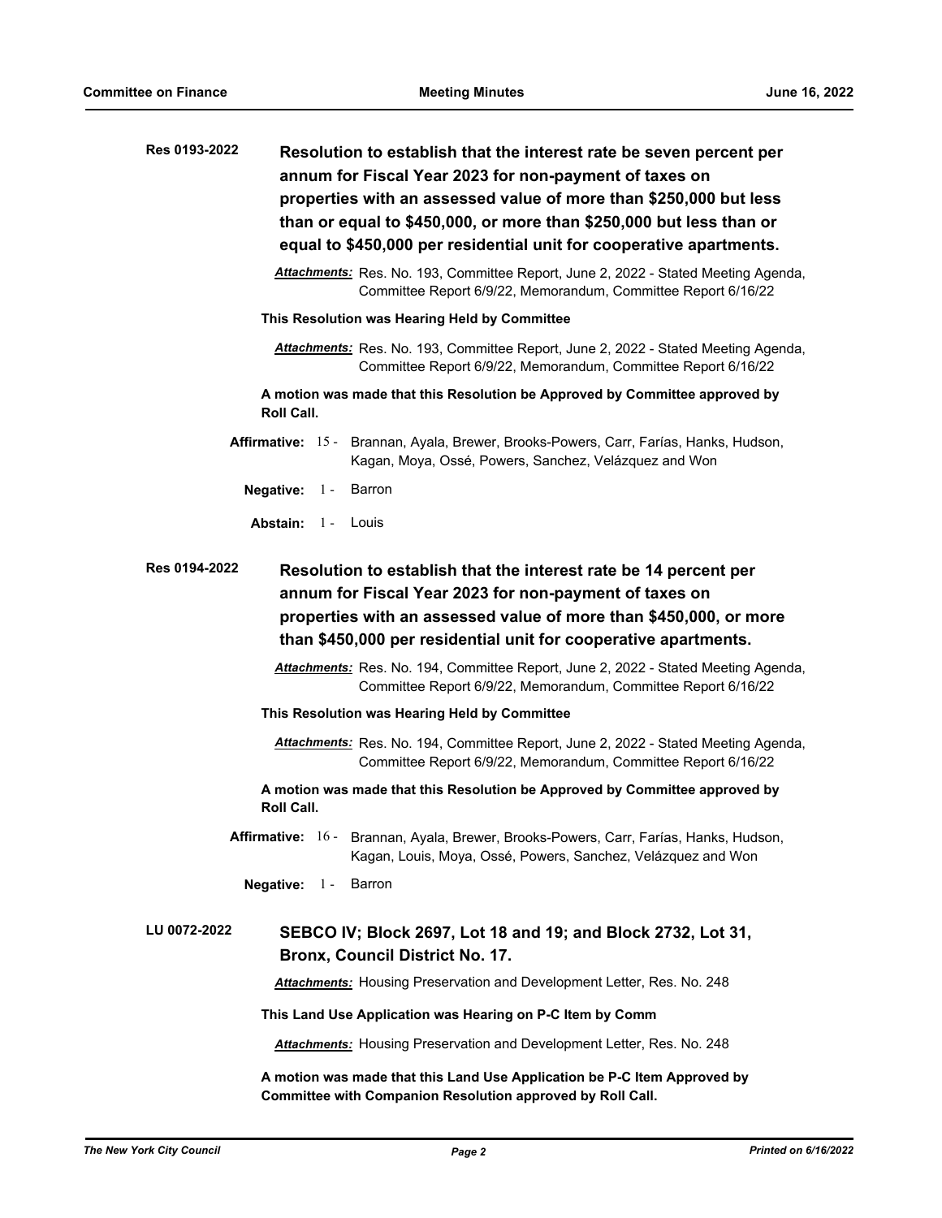**Res 0193-2022** **Resolution to establish that the interest rate be seven percent per annum for Fiscal Year 2023 for non-payment of taxes on properties with an assessed value of more than $250,000 but less than or equal to $450,000, or more than $250,000 but less than or equal to $450,000 per residential unit for cooperative apartments.**

***Attachments:*** Res. No. 193, Committee Report, June 2, 2022 - Stated Meeting Agenda, Committee Report 6/9/22, Memorandum, Committee Report 6/16/22

**This Resolution was Hearing Held by Committee**

***Attachments:*** Res. No. 193, Committee Report, June 2, 2022 - Stated Meeting Agenda, Committee Report 6/9/22, Memorandum, Committee Report 6/16/22

**A motion was made that this Resolution be Approved by Committee approved by Roll Call.**

**Affirmative:** 15 - Brannan, Ayala, Brewer, Brooks-Powers, Carr, Farías, Hanks, Hudson, Kagan, Moya, Ossé, Powers, Sanchez, Velázquez and Won

**Negative:** 1 - Barron

**Abstain:** 1 - Louis

**Res 0194-2022** **Resolution to establish that the interest rate be 14 percent per annum for Fiscal Year 2023 for non-payment of taxes on properties with an assessed value of more than $450,000, or more than $450,000 per residential unit for cooperative apartments.**

***Attachments:*** Res. No. 194, Committee Report, June 2, 2022 - Stated Meeting Agenda, Committee Report 6/9/22, Memorandum, Committee Report 6/16/22

**This Resolution was Hearing Held by Committee**

***Attachments:*** Res. No. 194, Committee Report, June 2, 2022 - Stated Meeting Agenda, Committee Report 6/9/22, Memorandum, Committee Report 6/16/22

**A motion was made that this Resolution be Approved by Committee approved by Roll Call.**

**Affirmative:** 16 - Brannan, Ayala, Brewer, Brooks-Powers, Carr, Farías, Hanks, Hudson, Kagan, Louis, Moya, Ossé, Powers, Sanchez, Velázquez and Won

**Negative:** 1 - Barron

**LU 0072-2022** **SEBCO IV; Block 2697, Lot 18 and 19; and Block 2732, Lot 31, Bronx, Council District No. 17.**

***Attachments:*** Housing Preservation and Development Letter, Res. No. 248

**This Land Use Application was Hearing on P-C Item by Comm**

***Attachments:*** Housing Preservation and Development Letter, Res. No. 248

**A motion was made that this Land Use Application be P-C Item Approved by Committee with Companion Resolution approved by Roll Call.**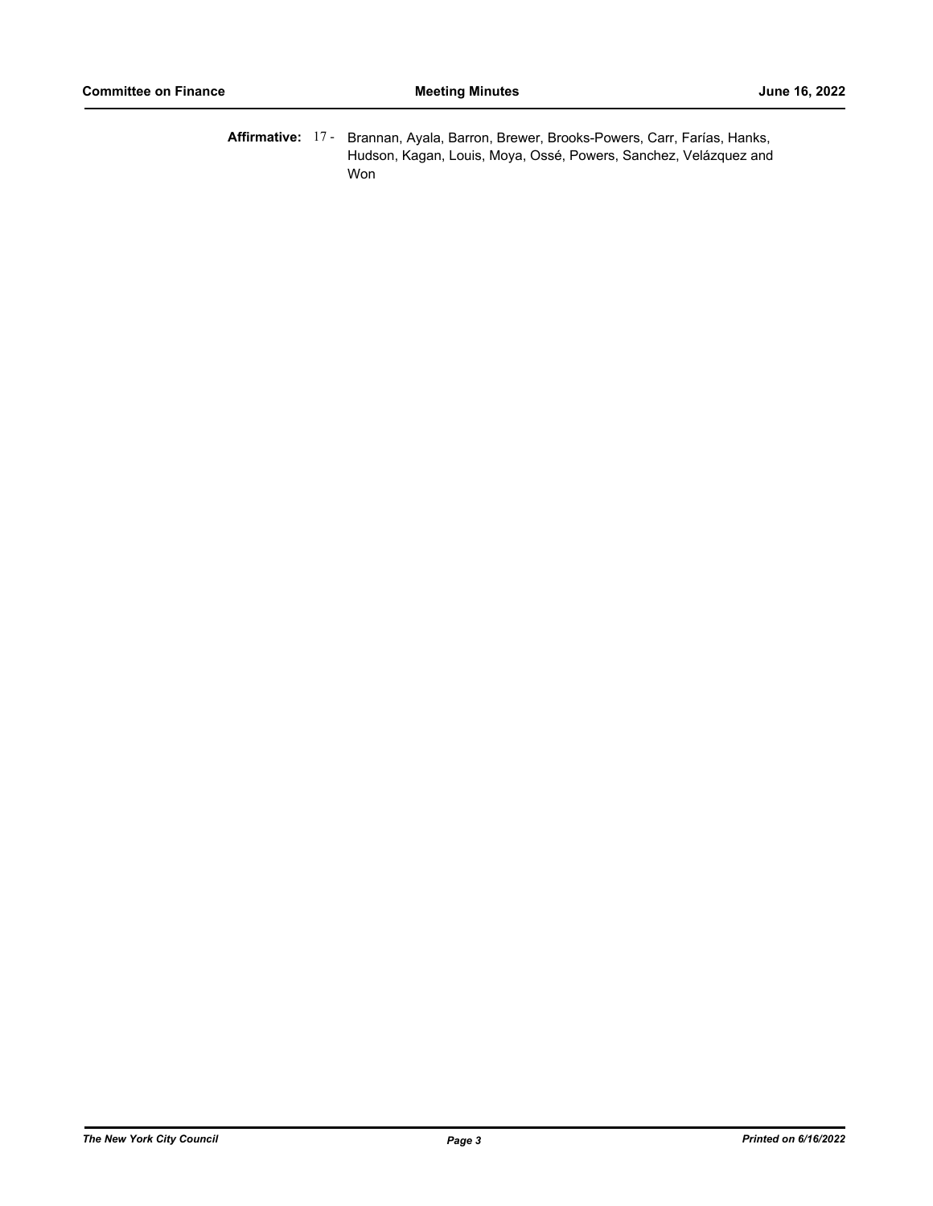**Affirmative:** 17 - Brannan, Ayala, Barron, Brewer, Brooks-Powers, Carr, Farías, Hanks, Hudson, Kagan, Louis, Moya, Ossé, Powers, Sanchez, Velázquez and Won